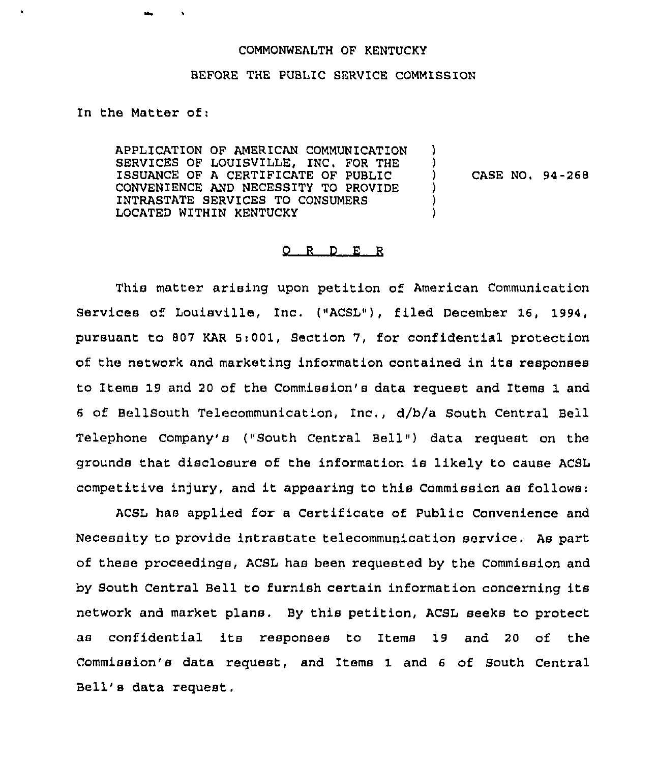COMMONWEALTH OF KENTUCKY

BEFORE THE PUBLIC SERVICE COMMISSION

In the Matter of:

| | | |
|---|---|---|
| APPLICATION OF AMERICAN COMMUNICATION SERVICES OF LOUISVILLE, INC. FOR THE ISSUANCE OF A CERTIFICATE OF PUBLIC CONVENIENCE AND NECESSITY TO PROVIDE INTRASTATE SERVICES TO CONSUMERS LOCATED WITHIN KENTUCKY | ) | CASE NO. 94-268 |

## O R D E R

This matter arising upon petition of American Communication Services of Louisville, Inc. ("ACSL"), filed December 16, 1994, pursuant to 807 KAR 5:001, Section 7, for confidential protection of the network and marketing information contained in its responses to Items 19 and 20 of the Commission's data request and Items 1 and 6 of BellSouth Telecommunication, Inc., d/b/a South Central Bell Telephone Company's ("South Central Bell") data request on the grounds that disclosure of the information is likely to cause ACSL competitive injury, and it appearing to this Commission as follows:

ACSL has applied for a Certificate of Public Convenience and Necessity to provide intrastate telecommunication service. As part of these proceedings, ACSL has been requested by the Commission and by South Central Bell to furnish certain information concerning its network and market plans. By this petition, ACSL seeks to protect as confidential its responses to Items 19 and 20 of the Commission's data request, and Items 1 and 6 of South Central Bell's data request.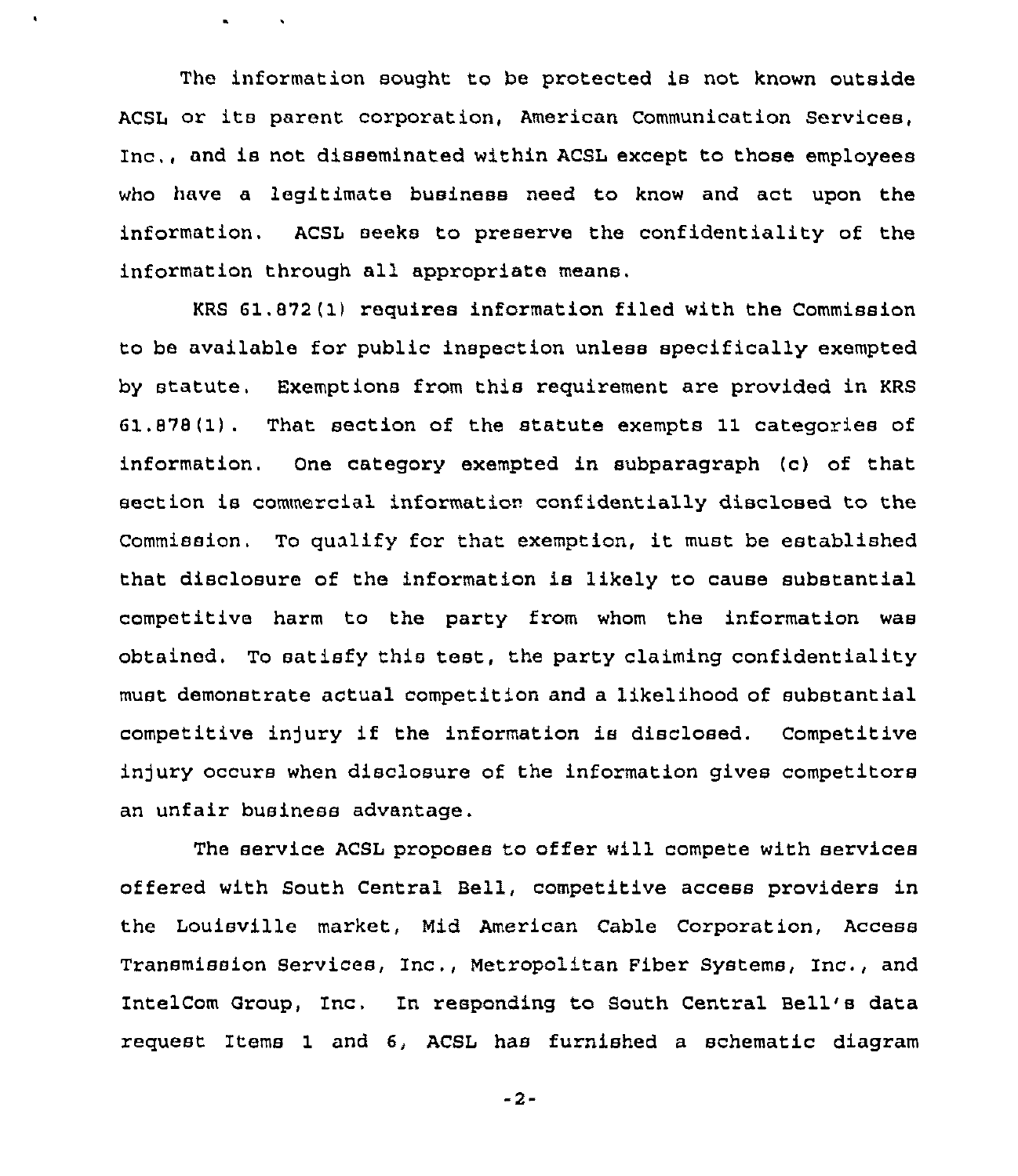The information sought to be protected is not known outside ACSL or its parent corporation, American Communication Services, Inc., and is not disseminated within ACSL except to those employees who have a legitimate business need to know and act upon the information. ACSL seeks to preserve the confidentiality of the information through all appropriate means.

KRS 61.872(1) requires information filed with the Commission to be available for public inspection unless specifically exempted by statute. Exemptions from this requirement are provided in KRS 61.878(1). That section of the statute exempts 11 categories of information. One category exempted in subparagraph (c) of that section is commercial information confidentially disclosed to the Commission. To qualify for that exemption, it must be established that disclosure of the information is likely to cause substantial competitive harm to the party from whom the information was obtained. To satisfy this test, the party claiming confidentiality must demonstrate actual competition and a likelihood of substantial competitive injury if the information is disclosed. Competitive injury occurs when disclosure of the information gives competitors an unfair business advantage.

The service ACSL proposes to offer will compete with services offered with South Central Bell, competitive access providers in the Louisville market, Mid American Cable Corporation, Access Transmission Services, Inc., Metropolitan Fiber Systems, Inc., and IntelCom Group, Inc. In responding to South Central Bell's data request Items 1 and 6, ACSL has furnished a schematic diagram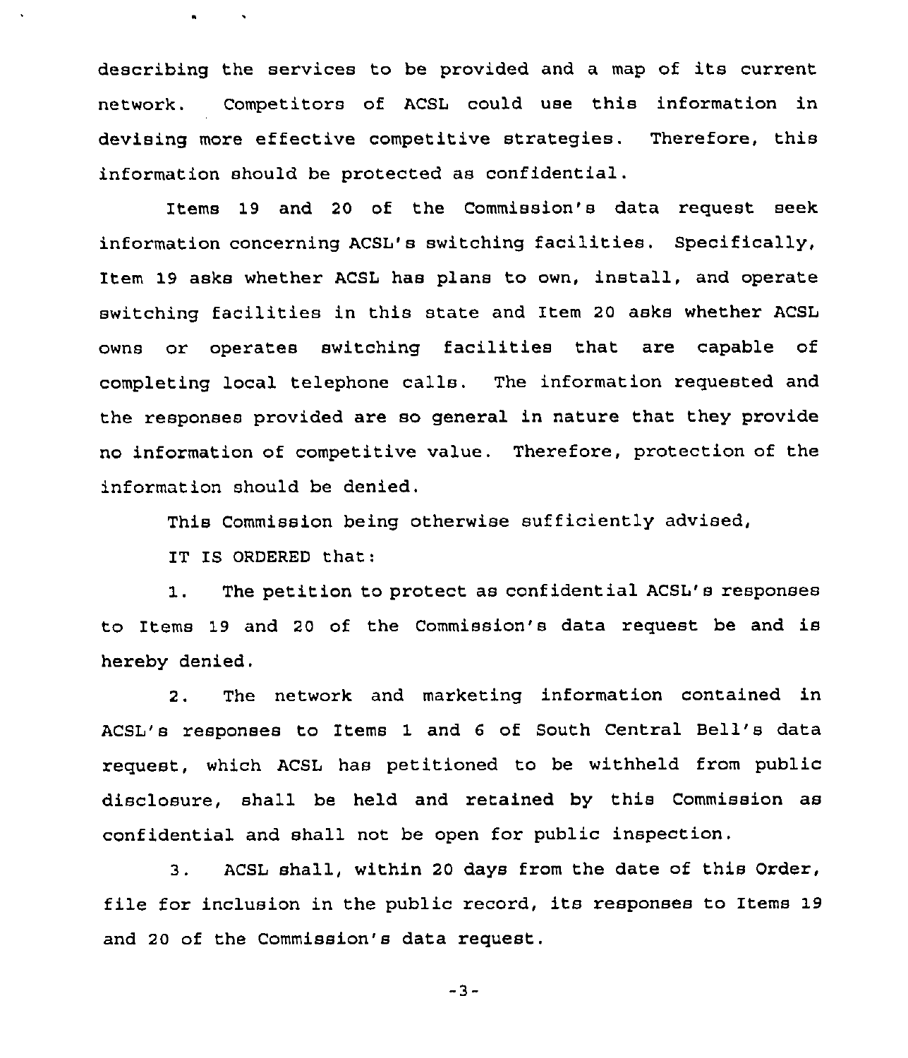describing the services to be provided and a map of its current network. Competitors of ACSL could use this information in devising more effective competitive strategies. Therefore, this information should be protected as confidential.

Items 19 and 20 of the Commission's data request seek information concerning ACSL's switching facilities. Specifically, Item 19 asks whether ACSL has plans to own, install, and operate switching facilities in this state and Item 20 asks whether ACSL owns or operates switching facilities that are capable of completing local telephone calls. The information requested and the responses provided are so general in nature that they provide no information of competitive value. Therefore, protection of the information should be denied.

This Commission being otherwise sufficiently advised,

IT IS ORDERED that:

1. The petition to protect as confidential ACSL's responses to Items 19 and 20 of the Commission's data request be and is hereby denied.

2. The network and marketing information contained in ACSL's responses to Items 1 and 6 of South Central Bell's data request, which ACSL has petitioned to be withheld from public disclosure, shall be held and retained by this Commission as confidential and shall not be open for public inspection.

3. ACSL shall, within 20 days from the date of this Order, file for inclusion in the public record, its responses to Items 19 and 20 of the Commission's data request.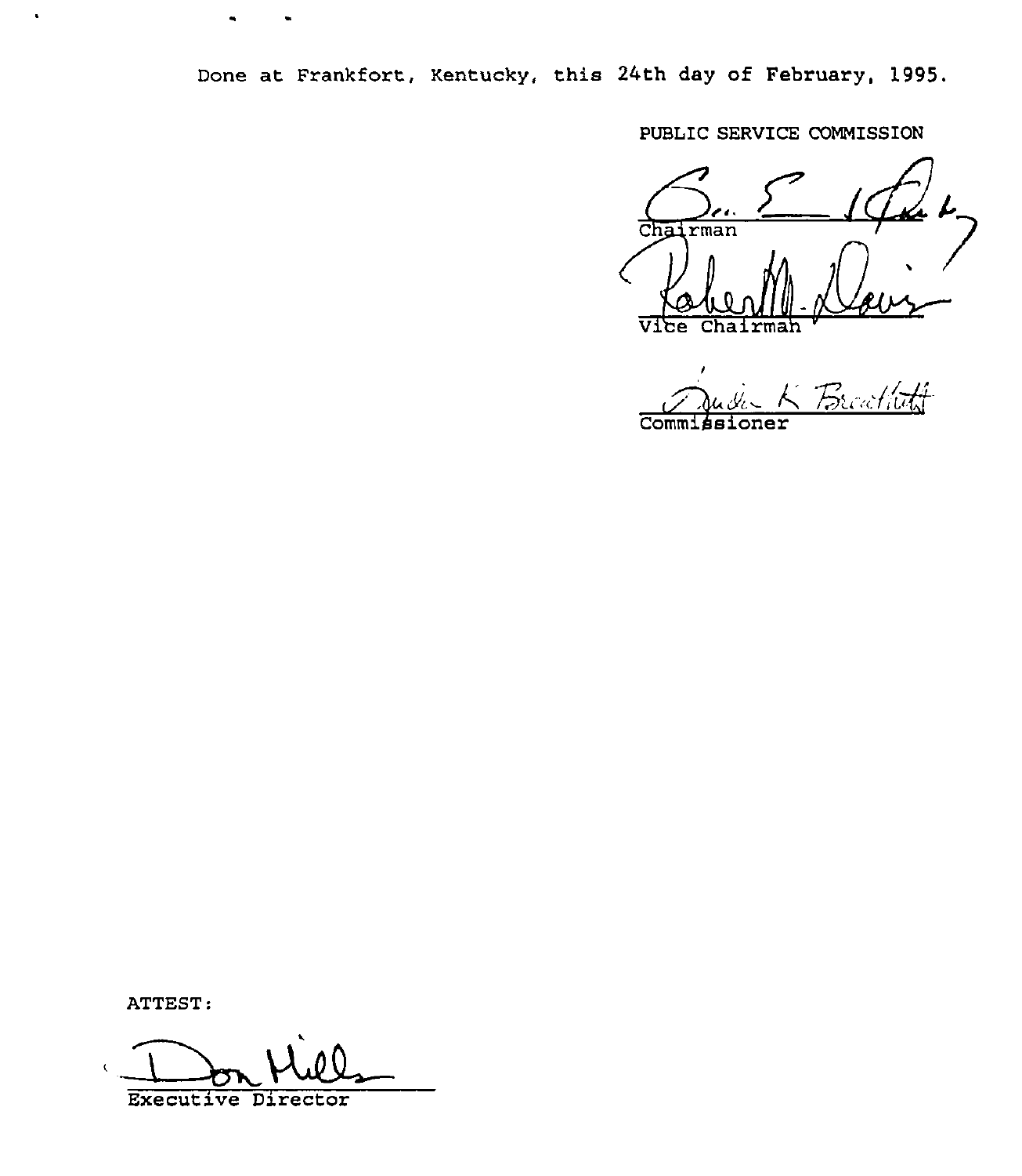Done at Frankfort, Kentucky, this 24th day of February, 1995.

PUBLIC SERVICE COMMISSION

Chairman

Vice Chairman

Commissioner

ATTEST:

Executive Director